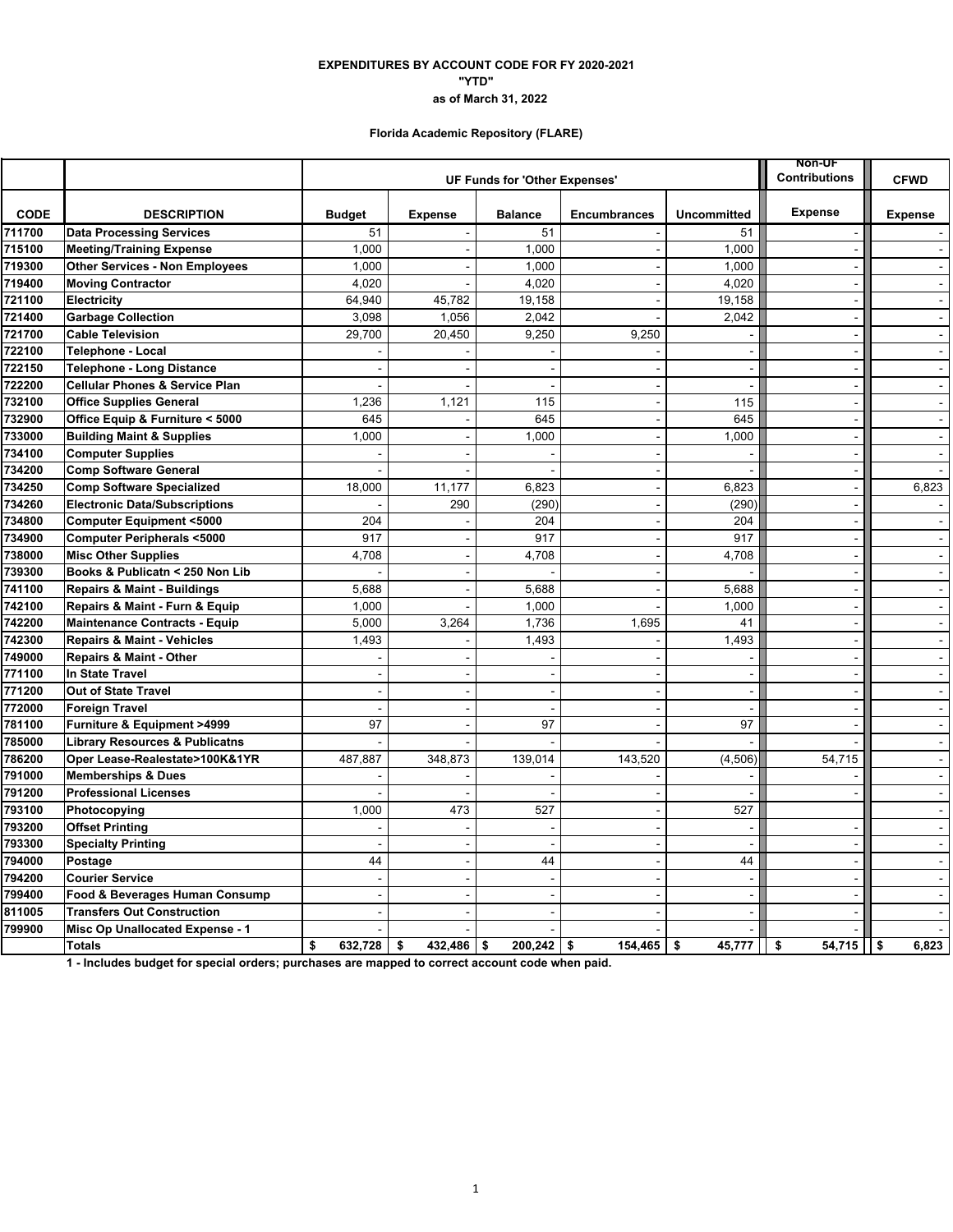**EXPENDITURES BY ACCOUNT CODE FOR FY 2020-2021**

**"YTD"**

**as of March 31, 2022**

**Florida Academic Repository (FLARE)**

| | | UF Funds for 'Other Expenses' | | | | | Non-UF Contributions | CFWD |
|---|---|---|---|---|---|---|---|---|
| **CODE** | **DESCRIPTION** | **Budget** | **Expense** | **Balance** | **Encumbrances** | **Uncommitted** | **Expense** | **Expense** |
| 711700 | Data Processing Services | 51 | - | 51 | - | 51 | - | - |
| 715100 | Meeting/Training Expense | 1,000 | - | 1,000 | - | 1,000 | - | - |
| 719300 | Other Services - Non Employees | 1,000 | - | 1,000 | - | 1,000 | - | - |
| 719400 | Moving Contractor | 4,020 | - | 4,020 | - | 4,020 | - | - |
| 721100 | Electricity | 64,940 | 45,782 | 19,158 | - | 19,158 | - | - |
| 721400 | Garbage Collection | 3,098 | 1,056 | 2,042 | - | 2,042 | - | - |
| 721700 | Cable Television | 29,700 | 20,450 | 9,250 | 9,250 | - | - | - |
| 722100 | Telephone - Local | - | - | - | - | - | - | - |
| 722150 | Telephone - Long Distance | - | - | - | - | - | - | - |
| 722200 | Cellular Phones & Service Plan | - | - | - | - | - | - | - |
| 732100 | Office Supplies General | 1,236 | 1,121 | 115 | - | 115 | - | - |
| 732900 | Office Equip & Furniture < 5000 | 645 | - | 645 | - | 645 | - | - |
| 733000 | Building Maint & Supplies | 1,000 | - | 1,000 | - | 1,000 | - | - |
| 734100 | Computer Supplies | - | - | - | - | - | - | - |
| 734200 | Comp Software General | - | - | - | - | - | - | - |
| 734250 | Comp Software Specialized | 18,000 | 11,177 | 6,823 | - | 6,823 | - | 6,823 |
| 734260 | Electronic Data/Subscriptions | - | 290 | (290) | - | (290) | - | - |
| 734800 | Computer Equipment <5000 | 204 | - | 204 | - | 204 | - | - |
| 734900 | Computer Peripherals <5000 | 917 | - | 917 | - | 917 | - | - |
| 738000 | Misc Other Supplies | 4,708 | - | 4,708 | - | 4,708 | - | - |
| 739300 | Books & Publicatn < 250 Non Lib | - | - | - | - | - | - | - |
| 741100 | Repairs & Maint - Buildings | 5,688 | - | 5,688 | - | 5,688 | - | - |
| 742100 | Repairs & Maint - Furn & Equip | 1,000 | - | 1,000 | - | 1,000 | - | - |
| 742200 | Maintenance Contracts - Equip | 5,000 | 3,264 | 1,736 | 1,695 | 41 | - | - |
| 742300 | Repairs & Maint - Vehicles | 1,493 | - | 1,493 | - | 1,493 | - | - |
| 749000 | Repairs & Maint - Other | - | - | - | - | - | - | - |
| 771100 | In State Travel | - | - | - | - | - | - | - |
| 771200 | Out of State Travel | - | - | - | - | - | - | - |
| 772000 | Foreign Travel | - | - | - | - | - | - | - |
| 781100 | Furniture & Equipment >4999 | 97 | - | 97 | - | 97 | - | - |
| 785000 | Library Resources & Publicatns | - | - | - | - | - | - | - |
| 786200 | Oper Lease-Realestate>100K&1YR | 487,887 | 348,873 | 139,014 | 143,520 | (4,506) | 54,715 | - |
| 791000 | Memberships & Dues | - | - | - | - | - | - | - |
| 791200 | Professional Licenses | - | - | - | - | - | - | - |
| 793100 | Photocopying | 1,000 | 473 | 527 | - | 527 | | - |
| 793200 | Offset Printing | - | - | - | - | - | - | - |
| 793300 | Specialty Printing | - | - | - | - | - | - | - |
| 794000 | Postage | 44 | - | 44 | - | 44 | - | - |
| 794200 | Courier Service | - | - | - | - | - | - | - |
| 799400 | Food & Beverages Human Consump | - | - | - | - | - | - | - |
| 811005 | Transfers Out Construction | - | - | - | - | - | - | - |
| 799900 | Misc Op Unallocated Expense - 1 | - | - | - | - | - | - | - |
| | **Totals** | **$ 632,728** | **$ 432,486** | **$ 200,242** | **$ 154,465** | **$ 45,777** | **$ 54,715** | **$ 6,823** |

**1 - Includes budget for special orders; purchases are mapped to correct account code when paid.**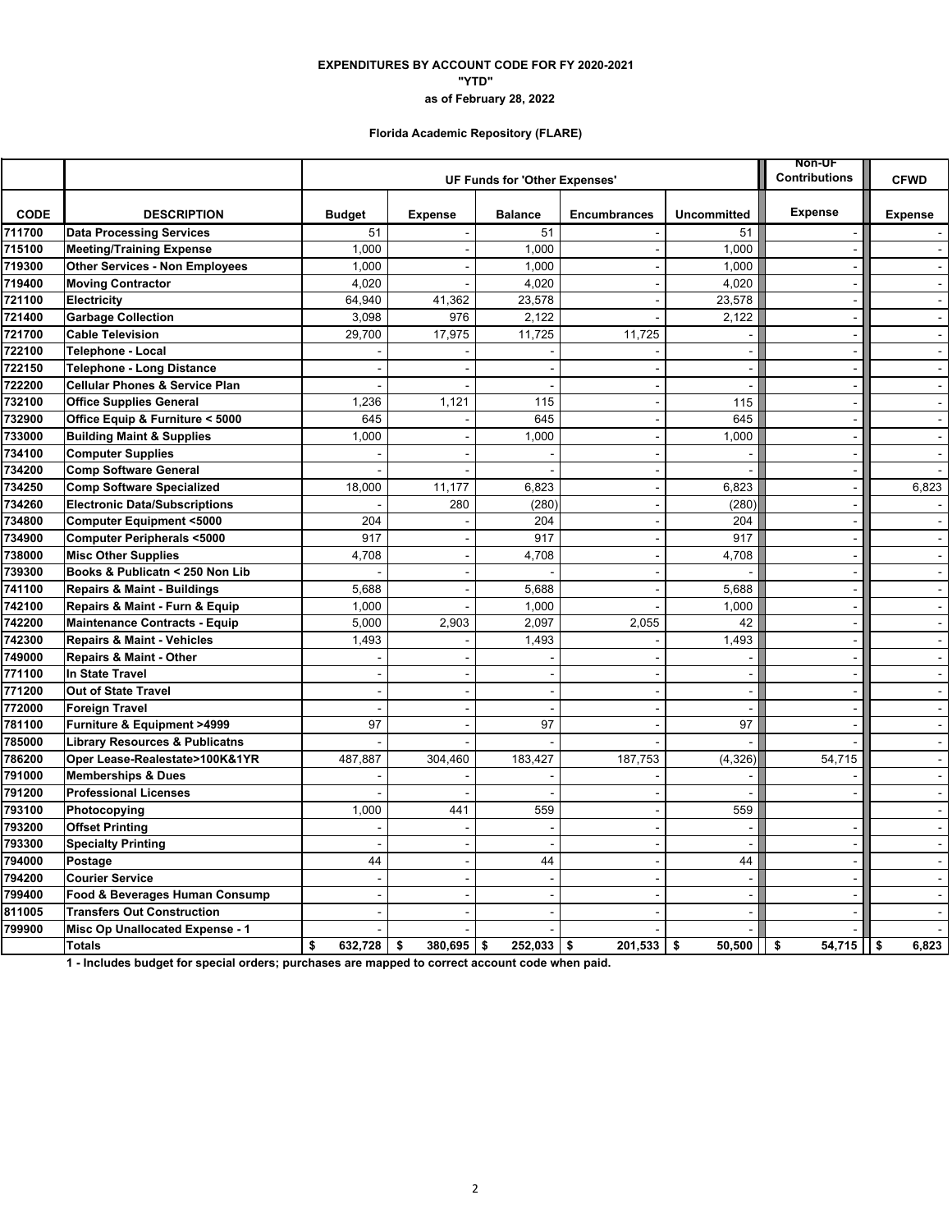**EXPENDITURES BY ACCOUNT CODE FOR FY 2020-2021**

**"YTD"**

**as of February 28, 2022**

**Florida Academic Repository (FLARE)**

| | | UF Funds for 'Other Expenses' | | | | | Non-UF Contributions | CFWD |
|---|---|---|---|---|---|---|---|---|
| **CODE** | **DESCRIPTION** | **Budget** | **Expense** | **Balance** | **Encumbrances** | **Uncommitted** | **Expense** | **Expense** |
| 711700 | Data Processing Services | 51 | - | 51 | - | 51 | - | - |
| 715100 | Meeting/Training Expense | 1,000 | - | 1,000 | - | 1,000 | - | - |
| 719300 | Other Services - Non Employees | 1,000 | - | 1,000 | - | 1,000 | - | - |
| 719400 | Moving Contractor | 4,020 | - | 4,020 | - | 4,020 | - | - |
| 721100 | Electricity | 64,940 | 41,362 | 23,578 | - | 23,578 | - | - |
| 721400 | Garbage Collection | 3,098 | 976 | 2,122 | - | 2,122 | - | - |
| 721700 | Cable Television | 29,700 | 17,975 | 11,725 | 11,725 | - | - | - |
| 722100 | Telephone - Local | - | - | - | - | - | - | - |
| 722150 | Telephone - Long Distance | - | - | - | - | - | - | - |
| 722200 | Cellular Phones & Service Plan | - | - | - | - | - | - | - |
| 732100 | Office Supplies General | 1,236 | 1,121 | 115 | - | 115 | - | - |
| 732900 | Office Equip & Furniture < 5000 | 645 | - | 645 | - | 645 | - | - |
| 733000 | Building Maint & Supplies | 1,000 | - | 1,000 | - | 1,000 | - | - |
| 734100 | Computer Supplies | - | - | - | - | - | - | - |
| 734200 | Comp Software General | - | - | - | - | - | - | - |
| 734250 | Comp Software Specialized | 18,000 | 11,177 | 6,823 | - | 6,823 | - | 6,823 |
| 734260 | Electronic Data/Subscriptions | - | 280 | (280) | - | (280) | - | - |
| 734800 | Computer Equipment <5000 | 204 | - | 204 | - | 204 | - | - |
| 734900 | Computer Peripherals <5000 | 917 | - | 917 | - | 917 | - | - |
| 738000 | Misc Other Supplies | 4,708 | - | 4,708 | - | 4,708 | - | - |
| 739300 | Books & Publicatn < 250 Non Lib | - | - | - | - | - | - | - |
| 741100 | Repairs & Maint - Buildings | 5,688 | - | 5,688 | - | 5,688 | - | - |
| 742100 | Repairs & Maint - Furn & Equip | 1,000 | - | 1,000 | - | 1,000 | - | - |
| 742200 | Maintenance Contracts - Equip | 5,000 | 2,903 | 2,097 | 2,055 | 42 | - | - |
| 742300 | Repairs & Maint - Vehicles | 1,493 | - | 1,493 | - | 1,493 | - | - |
| 749000 | Repairs & Maint - Other | - | - | - | - | - | - | - |
| 771100 | In State Travel | - | - | - | - | - | - | - |
| 771200 | Out of State Travel | - | - | - | - | - | - | - |
| 772000 | Foreign Travel | - | - | - | - | - | - | - |
| 781100 | Furniture & Equipment >4999 | 97 | - | 97 | - | 97 | - | - |
| 785000 | Library Resources & Publicatns | - | - | - | - | - | - | - |
| 786200 | Oper Lease-Realestate>100K&1YR | 487,887 | 304,460 | 183,427 | 187,753 | (4,326) | 54,715 | - |
| 791000 | Memberships & Dues | - | - | - | - | - | - | - |
| 791200 | Professional Licenses | - | - | - | - | - | - | - |
| 793100 | Photocopying | 1,000 | 441 | 559 | - | 559 | | - |
| 793200 | Offset Printing | - | - | - | - | - | - | - |
| 793300 | Specialty Printing | - | - | - | - | - | - | - |
| 794000 | Postage | 44 | - | 44 | - | 44 | - | - |
| 794200 | Courier Service | - | - | - | - | - | - | - |
| 799400 | Food & Beverages Human Consump | - | - | - | - | - | - | - |
| 811005 | Transfers Out Construction | - | - | - | - | - | - | - |
| 799900 | Misc Op Unallocated Expense - 1 | - | - | - | - | - | - | - |
| | **Totals** | **$ 632,728** | **$ 380,695** | **$ 252,033** | **$ 201,533** | **$ 50,500** | **$ 54,715** | **$ 6,823** |

**1 - Includes budget for special orders; purchases are mapped to correct account code when paid.**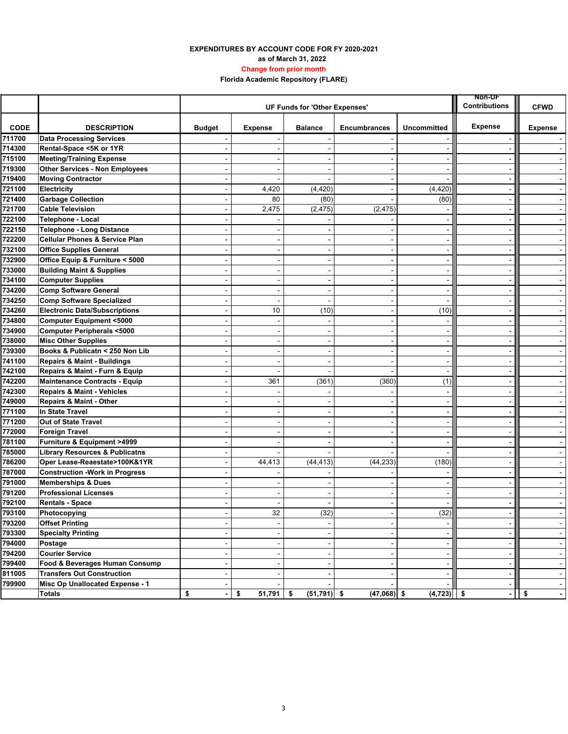**EXPENDITURES BY ACCOUNT CODE FOR FY 2020-2021**

**as of March 31, 2022**

**Change from prior month**

**Florida Academic Repository (FLARE)**

| | | UF Funds for 'Other Expenses' | | | | | Non-UF Contributions | CFWD |
|---|---|---|---|---|---|---|---|---|
| **CODE** | **DESCRIPTION** | **Budget** | **Expense** | **Balance** | **Encumbrances** | **Uncommitted** | **Expense** | **Expense** |
| 711700 | Data Processing Services | - | - | - | - | - | - | - |
| 714300 | Rental-Space <5K or 1YR | - | - | - | - | - | - | - |
| 715100 | Meeting/Training Expense | - | - | - | - | - | - | - |
| 719300 | Other Services - Non Employees | - | - | - | - | - | - | - |
| 719400 | Moving Contractor | - | - | - | - | - | - | - |
| 721100 | Electricity | - | 4,420 | (4,420) | - | (4,420) | - | - |
| 721400 | Garbage Collection | - | 80 | (80) | - | (80) | - | - |
| 721700 | Cable Television | - | 2,475 | (2,475) | (2,475) | - | - | - |
| 722100 | Telephone - Local | - | - | - | - | - | - | - |
| 722150 | Telephone - Long Distance | - | - | - | - | - | - | - |
| 722200 | Cellular Phones & Service Plan | - | - | - | - | - | - | - |
| 732100 | Office Supplies General | - | - | - | - | - | - | - |
| 732900 | Office Equip & Furniture < 5000 | - | - | - | - | - | - | - |
| 733000 | Building Maint & Supplies | - | - | - | - | - | - | - |
| 734100 | Computer Supplies | - | - | - | - | - | - | - |
| 734200 | Comp Software General | - | - | - | - | - | - | - |
| 734250 | Comp Software Specialized | - | - | - | - | - | - | - |
| 734260 | Electronic Data/Subscriptions | - | 10 | (10) | - | (10) | - | - |
| 734800 | Computer Equipment <5000 | - | - | - | - | - | - | - |
| 734900 | Computer Peripherals <5000 | - | - | - | - | - | - | - |
| 738000 | Misc Other Supplies | - | - | - | - | - | - | - |
| 739300 | Books & Publicatn < 250 Non Lib | - | - | - | - | - | - | - |
| 741100 | Repairs & Maint - Buildings | - | - | - | - | - | - | - |
| 742100 | Repairs & Maint - Furn & Equip | - | - | - | - | - | - | - |
| 742200 | Maintenance Contracts - Equip | - | 361 | (361) | (360) | (1) | - | - |
| 742300 | Repairs & Maint - Vehicles | - | - | - | - | - | - | - |
| 749000 | Repairs & Maint - Other | - | - | - | - | - | - | - |
| 771100 | In State Travel | - | - | - | - | - | - | - |
| 771200 | Out of State Travel | - | - | - | - | - | - | - |
| 772000 | Foreign Travel | - | - | - | - | - | - | - |
| 781100 | Furniture & Equipment >4999 | - | - | - | - | - | - | - |
| 785000 | Library Resources & Publicatns | - | - | - | - | - | - | - |
| 786200 | Oper Lease-Reaestate>100K&1YR | - | 44,413 | (44,413) | (44,233) | (180) | - | - |
| 787000 | Construction -Work in Progress | - | - | - | - | - | - | - |
| 791000 | Memberships & Dues | - | - | - | - | - | - | - |
| 791200 | Professional Licenses | - | - | - | - | - | - | - |
| 792100 | Rentals - Space | - | - | - | - | - | - | - |
| 793100 | Photocopying | - | 32 | (32) | - | (32) | - | - |
| 793200 | Offset Printing | - | - | - | - | - | - | - |
| 793300 | Specialty Printing | - | - | - | - | - | - | - |
| 794000 | Postage | - | - | - | - | - | - | - |
| 794200 | Courier Service | - | - | - | - | - | - | - |
| 799400 | Food & Beverages Human Consump | - | - | - | - | - | - | - |
| 811005 | Transfers Out Construction | - | - | - | - | - | - | - |
| 799900 | Misc Op Unallocated Expense - 1 | - | - | - | - | - | - | - |
| | **Totals** | **$ -** | **$ 51,791** | **$ (51,791)** | **$ (47,068)** | **$ (4,723)** | **$ -** | **$ -** |